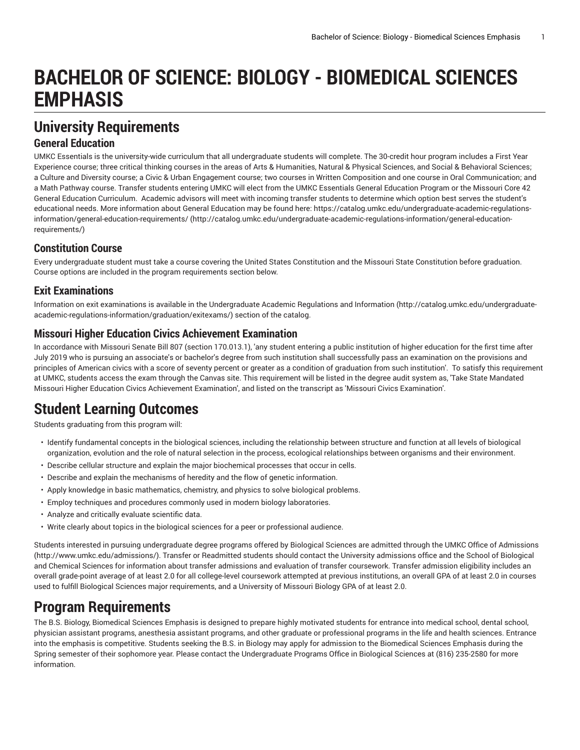# BACHELOR OF SCIENCE: BIOLOGY - BIOMEDICAL SCIENCES EMPHASIS

## University Requirements

### General Education

UMKC Essentials is the university-wide curriculum that all undergraduate students will complete. The 30-credit hour program includes a First Year Experience course; three critical thinking courses in the areas of Arts & Humanities, Natural & Physical Sciences, and Social & Behavioral Sciences; a Culture and Diversity course; a Civic & Urban Engagement course; two courses in Written Composition and one course in Oral Communication; and a Math Pathway course. Transfer students entering UMKC will elect from the UMKC Essentials General Education Program or the Missouri Core 42 General Education Curriculum. Academic advisors will meet with incoming transfer students to determine which option best serves the student's educational needs. More information about General Education may be found here: https://catalog.umkc.edu/undergraduate-academic-regulations-information/general-education-requirements/ (http://catalog.umkc.edu/undergraduate-academic-regulations-information/general-education-requirements/)

### Constitution Course

Every undergraduate student must take a course covering the United States Constitution and the Missouri State Constitution before graduation. Course options are included in the program requirements section below.

### Exit Examinations

Information on exit examinations is available in the Undergraduate Academic Regulations and Information (http://catalog.umkc.edu/undergraduate-academic-regulations-information/graduation/exitexams/) section of the catalog.

### Missouri Higher Education Civics Achievement Examination

In accordance with Missouri Senate Bill 807 (section 170.013.1), 'any student entering a public institution of higher education for the first time after July 2019 who is pursuing an associate's or bachelor's degree from such institution shall successfully pass an examination on the provisions and principles of American civics with a score of seventy percent or greater as a condition of graduation from such institution'. To satisfy this requirement at UMKC, students access the exam through the Canvas site. This requirement will be listed in the degree audit system as, 'Take State Mandated Missouri Higher Education Civics Achievement Examination', and listed on the transcript as 'Missouri Civics Examination'.

## Student Learning Outcomes

Students graduating from this program will:

- Identify fundamental concepts in the biological sciences, including the relationship between structure and function at all levels of biological organization, evolution and the role of natural selection in the process, ecological relationships between organisms and their environment.
- Describe cellular structure and explain the major biochemical processes that occur in cells.
- Describe and explain the mechanisms of heredity and the flow of genetic information.
- Apply knowledge in basic mathematics, chemistry, and physics to solve biological problems.
- Employ techniques and procedures commonly used in modern biology laboratories.
- Analyze and critically evaluate scientific data.
- Write clearly about topics in the biological sciences for a peer or professional audience.

Students interested in pursuing undergraduate degree programs offered by Biological Sciences are admitted through the UMKC Office of Admissions (http://www.umkc.edu/admissions/). Transfer or Readmitted students should contact the University admissions office and the School of Biological and Chemical Sciences for information about transfer admissions and evaluation of transfer coursework. Transfer admission eligibility includes an overall grade-point average of at least 2.0 for all college-level coursework attempted at previous institutions, an overall GPA of at least 2.0 in courses used to fulfill Biological Sciences major requirements, and a University of Missouri Biology GPA of at least 2.0.

## Program Requirements

The B.S. Biology, Biomedical Sciences Emphasis is designed to prepare highly motivated students for entrance into medical school, dental school, physician assistant programs, anesthesia assistant programs, and other graduate or professional programs in the life and health sciences. Entrance into the emphasis is competitive. Students seeking the B.S. in Biology may apply for admission to the Biomedical Sciences Emphasis during the Spring semester of their sophomore year. Please contact the Undergraduate Programs Office in Biological Sciences at (816) 235-2580 for more information.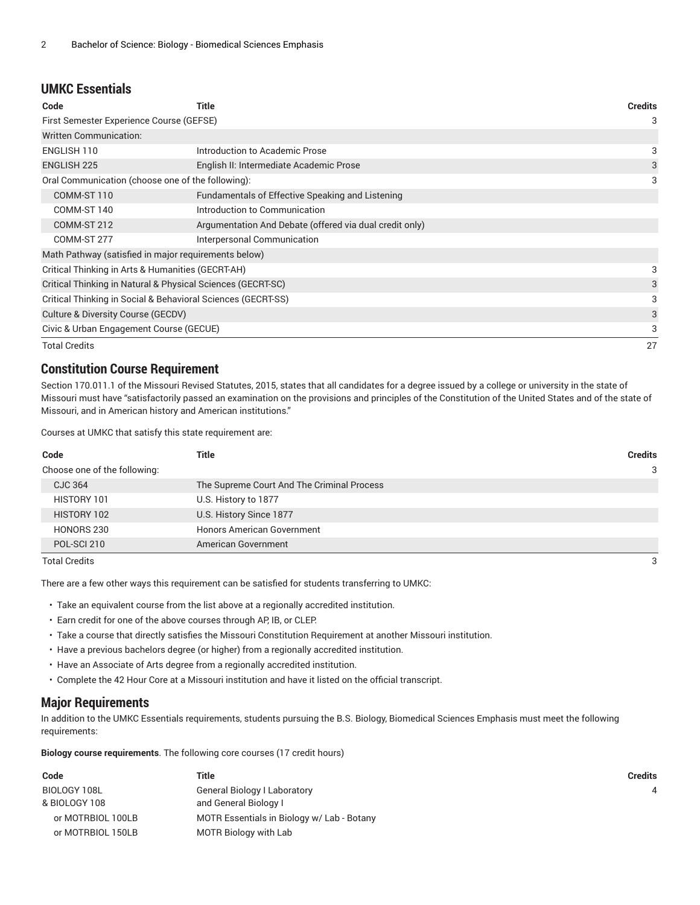## UMKC Essentials

| Code | Title | Credits |
| --- | --- | --- |
| First Semester Experience Course (GEFSE) | | 3 |
| Written Communication: | | |
| ENGLISH 110 | Introduction to Academic Prose | 3 |
| ENGLISH 225 | English II: Intermediate Academic Prose | 3 |
| Oral Communication (choose one of the following): | | 3 |
| COMM-ST 110 | Fundamentals of Effective Speaking and Listening | |
| COMM-ST 140 | Introduction to Communication | |
| COMM-ST 212 | Argumentation And Debate (offered via dual credit only) | |
| COMM-ST 277 | Interpersonal Communication | |
| Math Pathway (satisfied in major requirements below) | | |
| Critical Thinking in Arts & Humanities (GECRT-AH) | | 3 |
| Critical Thinking in Natural & Physical Sciences (GECRT-SC) | | 3 |
| Critical Thinking in Social & Behavioral Sciences (GECRT-SS) | | 3 |
| Culture & Diversity Course (GECDV) | | 3 |
| Civic & Urban Engagement Course (GECUE) | | 3 |
| Total Credits | | 27 |

## Constitution Course Requirement

Section 170.011.1 of the Missouri Revised Statutes, 2015, states that all candidates for a degree issued by a college or university in the state of Missouri must have "satisfactorily passed an examination on the provisions and principles of the Constitution of the United States and of the state of Missouri, and in American history and American institutions."

Courses at UMKC that satisfy this state requirement are:

| Code | Title | Credits |
| --- | --- | --- |
| Choose one of the following: | | 3 |
| CJC 364 | The Supreme Court And The Criminal Process | |
| HISTORY 101 | U.S. History to 1877 | |
| HISTORY 102 | U.S. History Since 1877 | |
| HONORS 230 | Honors American Government | |
| POL-SCI 210 | American Government | |
| Total Credits | | 3 |

There are a few other ways this requirement can be satisfied for students transferring to UMKC:

- Take an equivalent course from the list above at a regionally accredited institution.
- Earn credit for one of the above courses through AP, IB, or CLEP.
- Take a course that directly satisfies the Missouri Constitution Requirement at another Missouri institution.
- Have a previous bachelors degree (or higher) from a regionally accredited institution.
- Have an Associate of Arts degree from a regionally accredited institution.
- Complete the 42 Hour Core at a Missouri institution and have it listed on the official transcript.

## Major Requirements

In addition to the UMKC Essentials requirements, students pursuing the B.S. Biology, Biomedical Sciences Emphasis must meet the following requirements:

**Biology course requirements**. The following core courses (17 credit hours)

| Code | Title | Credits |
| --- | --- | --- |
| BIOLOGY 108L & BIOLOGY 108 | General Biology I Laboratory and General Biology I | 4 |
| or MOTRBIOL 100LB | MOTR Essentials in Biology w/ Lab - Botany | |
| or MOTRBIOL 150LB | MOTR Biology with Lab | |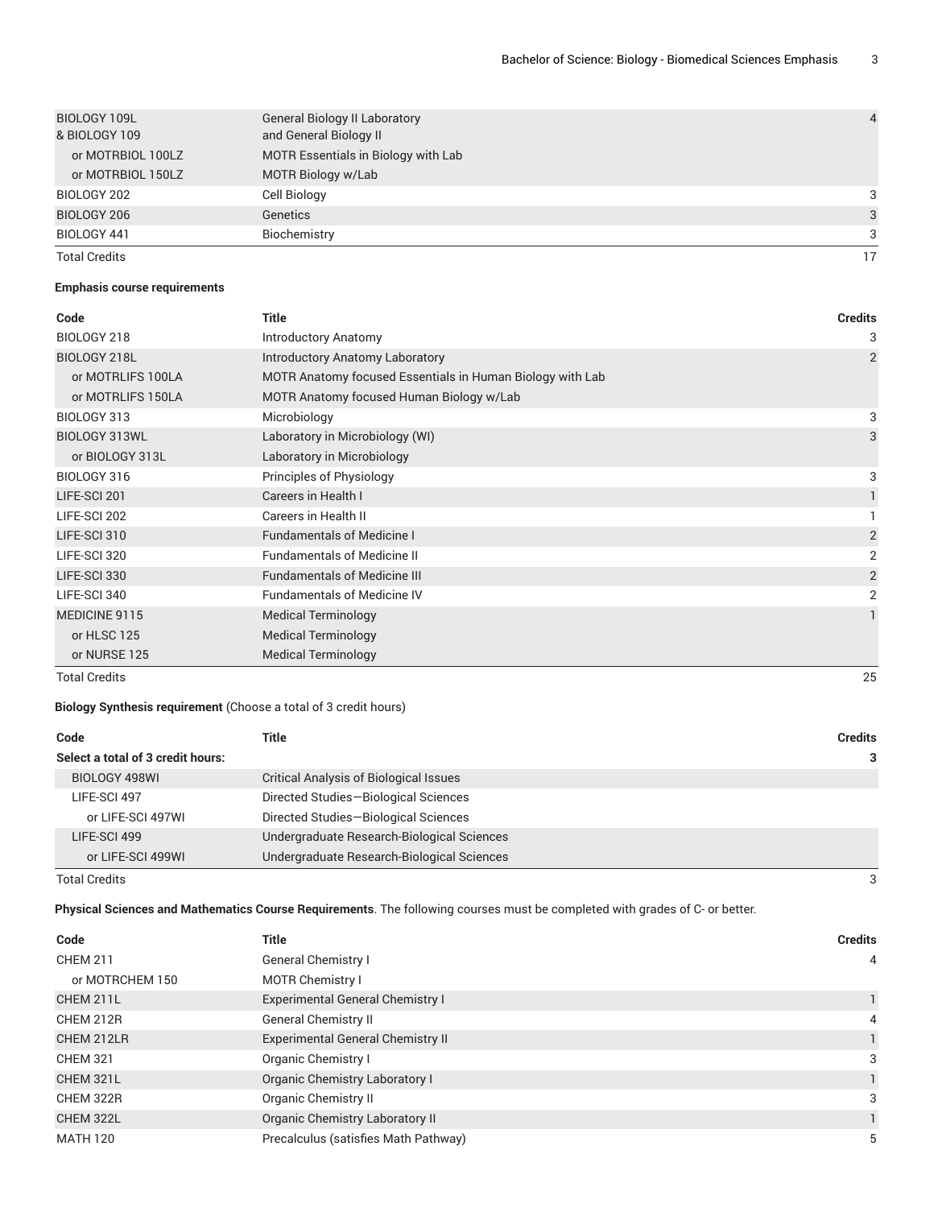| | | |
|---|---|---|
| BIOLOGY 109L & BIOLOGY 109 | General Biology II Laboratory and General Biology II | 4 |
| or MOTRBIOL 100LZ | MOTR Essentials in Biology with Lab | |
| or MOTRBIOL 150LZ | MOTR Biology w/Lab | |
| BIOLOGY 202 | Cell Biology | 3 |
| BIOLOGY 206 | Genetics | 3 |
| BIOLOGY 441 | Biochemistry | 3 |
| Total Credits | | 17 |

**Emphasis course requirements**

| Code | Title | Credits |
|---|---|---|
| BIOLOGY 218 | Introductory Anatomy | 3 |
| BIOLOGY 218L | Introductory Anatomy Laboratory | 2 |
| or MOTRLIFS 100LA | MOTR Anatomy focused Essentials in Human Biology with Lab | |
| or MOTRLIFS 150LA | MOTR Anatomy focused Human Biology w/Lab | |
| BIOLOGY 313 | Microbiology | 3 |
| BIOLOGY 313WL | Laboratory in Microbiology (WI) | 3 |
| or BIOLOGY 313L | Laboratory in Microbiology | |
| BIOLOGY 316 | Principles of Physiology | 3 |
| LIFE-SCI 201 | Careers in Health I | 1 |
| LIFE-SCI 202 | Careers in Health II | 1 |
| LIFE-SCI 310 | Fundamentals of Medicine I | 2 |
| LIFE-SCI 320 | Fundamentals of Medicine II | 2 |
| LIFE-SCI 330 | Fundamentals of Medicine III | 2 |
| LIFE-SCI 340 | Fundamentals of Medicine IV | 2 |
| MEDICINE 9115 | Medical Terminology | 1 |
| or HLSC 125 | Medical Terminology | |
| or NURSE 125 | Medical Terminology | |
| Total Credits | | 25 |

**Biology Synthesis requirement** (Choose a total of 3 credit hours)

| Code | Title | Credits |
|---|---|---|
| **Select a total of 3 credit hours:** | | **3** |
| BIOLOGY 498WI | Critical Analysis of Biological Issues | |
| LIFE-SCI 497 | Directed Studies—Biological Sciences | |
| or LIFE-SCI 497WI | Directed Studies—Biological Sciences | |
| LIFE-SCI 499 | Undergraduate Research-Biological Sciences | |
| or LIFE-SCI 499WI | Undergraduate Research-Biological Sciences | |
| Total Credits | | 3 |

**Physical Sciences and Mathematics Course Requirements**. The following courses must be completed with grades of C- or better.

| Code | Title | Credits |
|---|---|---|
| CHEM 211 | General Chemistry I | 4 |
| or MOTRCHEM 150 | MOTR Chemistry I | |
| CHEM 211L | Experimental General Chemistry I | 1 |
| CHEM 212R | General Chemistry II | 4 |
| CHEM 212LR | Experimental General Chemistry II | 1 |
| CHEM 321 | Organic Chemistry I | 3 |
| CHEM 321L | Organic Chemistry Laboratory I | 1 |
| CHEM 322R | Organic Chemistry II | 3 |
| CHEM 322L | Organic Chemistry Laboratory II | 1 |
| MATH 120 | Precalculus (satisfies Math Pathway) | 5 |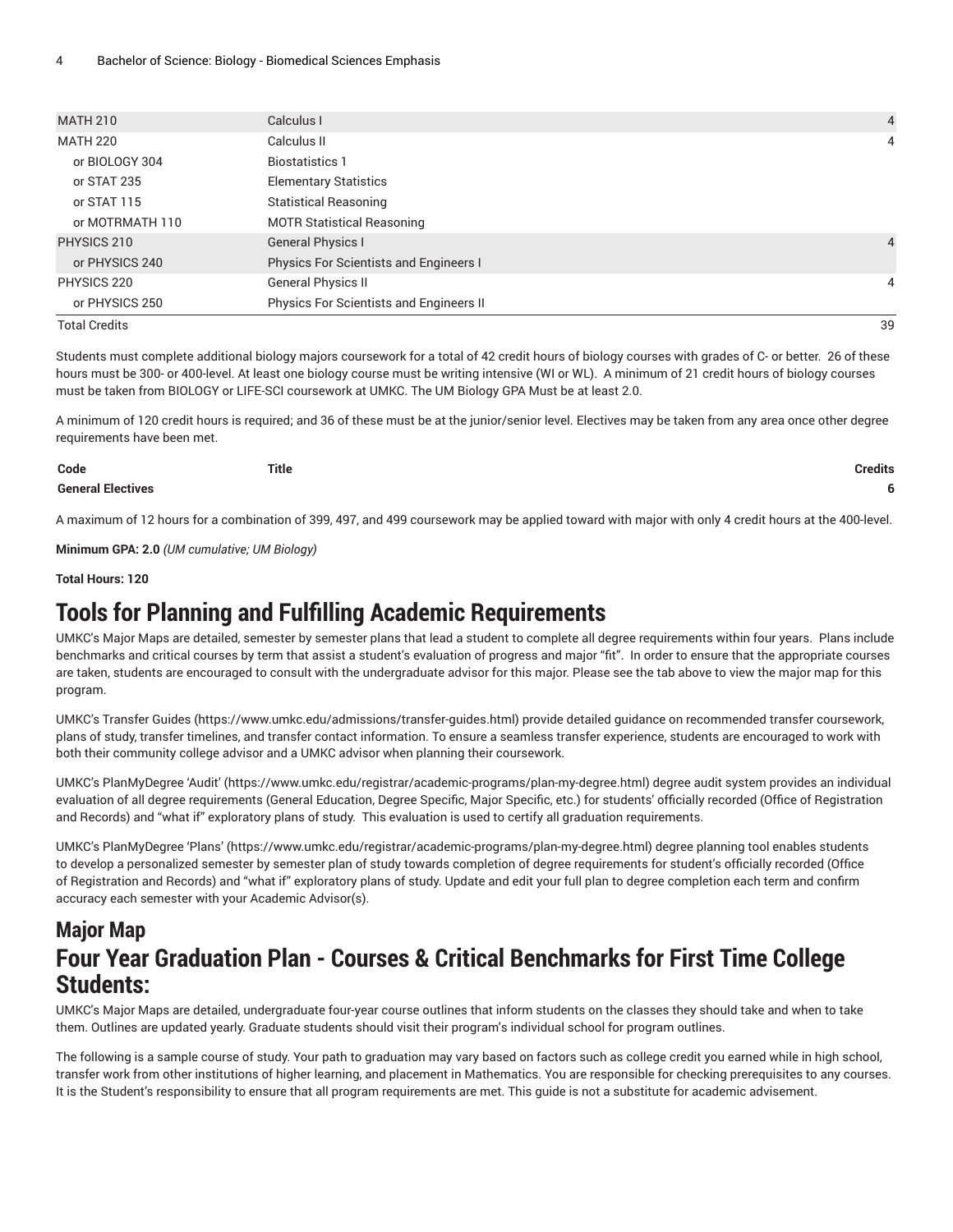| | | |
|---|---|---|
| MATH 210 | Calculus I | 4 |
| MATH 220 | Calculus II | 4 |
| or BIOLOGY 304 | Biostatistics 1 | |
| or STAT 235 | Elementary Statistics | |
| or STAT 115 | Statistical Reasoning | |
| or MOTRMATH 110 | MOTR Statistical Reasoning | |
| PHYSICS 210 | General Physics I | 4 |
| or PHYSICS 240 | Physics For Scientists and Engineers I | |
| PHYSICS 220 | General Physics II | 4 |
| or PHYSICS 250 | Physics For Scientists and Engineers II | |
| Total Credits | | 39 |

Students must complete additional biology majors coursework for a total of 42 credit hours of biology courses with grades of C- or better. 26 of these hours must be 300- or 400-level. At least one biology course must be writing intensive (WI or WL). A minimum of 21 credit hours of biology courses must be taken from BIOLOGY or LIFE-SCI coursework at UMKC. The UM Biology GPA Must be at least 2.0.

A minimum of 120 credit hours is required; and 36 of these must be at the junior/senior level. Electives may be taken from any area once other degree requirements have been met.

| Code | Title | Credits |
|---|---|---|
| **General Electives** | | **6** |

A maximum of 12 hours for a combination of 399, 497, and 499 coursework may be applied toward with major with only 4 credit hours at the 400-level.

**Minimum GPA: 2.0** *(UM cumulative; UM Biology)*

**Total Hours: 120**

# Tools for Planning and Fulfilling Academic Requirements

UMKC's Major Maps are detailed, semester by semester plans that lead a student to complete all degree requirements within four years. Plans include benchmarks and critical courses by term that assist a student's evaluation of progress and major "fit". In order to ensure that the appropriate courses are taken, students are encouraged to consult with the undergraduate advisor for this major. Please see the tab above to view the major map for this program.

UMKC's Transfer Guides (https://www.umkc.edu/admissions/transfer-guides.html) provide detailed guidance on recommended transfer coursework, plans of study, transfer timelines, and transfer contact information. To ensure a seamless transfer experience, students are encouraged to work with both their community college advisor and a UMKC advisor when planning their coursework.

UMKC's PlanMyDegree 'Audit' (https://www.umkc.edu/registrar/academic-programs/plan-my-degree.html) degree audit system provides an individual evaluation of all degree requirements (General Education, Degree Specific, Major Specific, etc.) for students' officially recorded (Office of Registration and Records) and "what if" exploratory plans of study. This evaluation is used to certify all graduation requirements.

UMKC's PlanMyDegree 'Plans' (https://www.umkc.edu/registrar/academic-programs/plan-my-degree.html) degree planning tool enables students to develop a personalized semester by semester plan of study towards completion of degree requirements for student's officially recorded (Office of Registration and Records) and "what if" exploratory plans of study. Update and edit your full plan to degree completion each term and confirm accuracy each semester with your Academic Advisor(s).

## Major Map

# Four Year Graduation Plan - Courses & Critical Benchmarks for First Time College Students:

UMKC's Major Maps are detailed, undergraduate four-year course outlines that inform students on the classes they should take and when to take them. Outlines are updated yearly. Graduate students should visit their program's individual school for program outlines.

The following is a sample course of study. Your path to graduation may vary based on factors such as college credit you earned while in high school, transfer work from other institutions of higher learning, and placement in Mathematics. You are responsible for checking prerequisites to any courses. It is the Student's responsibility to ensure that all program requirements are met. This guide is not a substitute for academic advisement.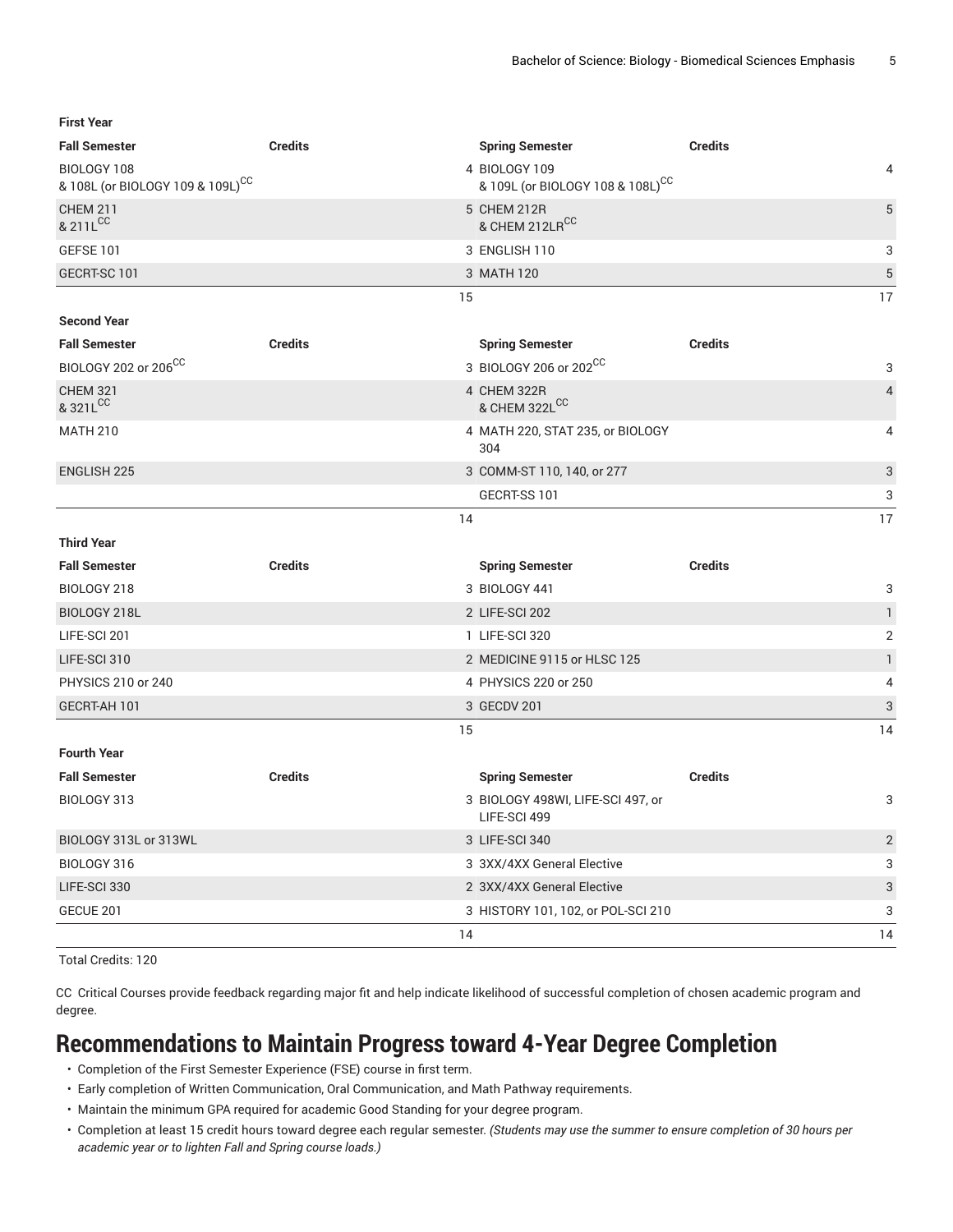| First Year | | | |
|---|---|---|---|
| **Fall Semester** | **Credits** | **Spring Semester** | **Credits** |
| BIOLOGY 108 & 108L (or BIOLOGY 109 & 109L)[CC] | 4 | BIOLOGY 109 & 109L (or BIOLOGY 108 & 108L)[CC] | 4 |
| CHEM 211 & 211L[CC] | 5 | CHEM 212R & CHEM 212LR[CC] | 5 |
| GEFSE 101 | 3 | ENGLISH 110 | 3 |
| GECRT-SC 101 | 3 | MATH 120 | 5 |
| | 15 | | 17 |
| **Second Year** | | | |
| **Fall Semester** | **Credits** | **Spring Semester** | **Credits** |
| BIOLOGY 202 or 206[CC] | 3 | BIOLOGY 206 or 202[CC] | 3 |
| CHEM 321 & 321L[CC] | 4 | CHEM 322R & CHEM 322L[CC] | 4 |
| MATH 210 | 4 | MATH 220, STAT 235, or BIOLOGY 304 | 4 |
| ENGLISH 225 | 3 | COMM-ST 110, 140, or 277 | 3 |
| | | GECRT-SS 101 | 3 |
| | 14 | | 17 |
| **Third Year** | | | |
| **Fall Semester** | **Credits** | **Spring Semester** | **Credits** |
| BIOLOGY 218 | 3 | BIOLOGY 441 | 3 |
| BIOLOGY 218L | 2 | LIFE-SCI 202 | 1 |
| LIFE-SCI 201 | 1 | LIFE-SCI 320 | 2 |
| LIFE-SCI 310 | 2 | MEDICINE 9115 or HLSC 125 | 1 |
| PHYSICS 210 or 240 | 4 | PHYSICS 220 or 250 | 4 |
| GECRT-AH 101 | 3 | GECDV 201 | 3 |
| | 15 | | 14 |
| **Fourth Year** | | | |
| **Fall Semester** | **Credits** | **Spring Semester** | **Credits** |
| BIOLOGY 313 | 3 | BIOLOGY 498WI, LIFE-SCI 497, or LIFE-SCI 499 | 3 |
| BIOLOGY 313L or 313WL | 3 | LIFE-SCI 340 | 2 |
| BIOLOGY 316 | 3 | 3XX/4XX General Elective | 3 |
| LIFE-SCI 330 | 2 | 3XX/4XX General Elective | 3 |
| GECUE 201 | 3 | HISTORY 101, 102, or POL-SCI 210 | 3 |
| | 14 | | 14 |

Total Credits: 120

CC Critical Courses provide feedback regarding major fit and help indicate likelihood of successful completion of chosen academic program and degree.

# Recommendations to Maintain Progress toward 4-Year Degree Completion

- Completion of the First Semester Experience (FSE) course in first term.
- Early completion of Written Communication, Oral Communication, and Math Pathway requirements.
- Maintain the minimum GPA required for academic Good Standing for your degree program.
- Completion at least 15 credit hours toward degree each regular semester. *(Students may use the summer to ensure completion of 30 hours per academic year or to lighten Fall and Spring course loads.)*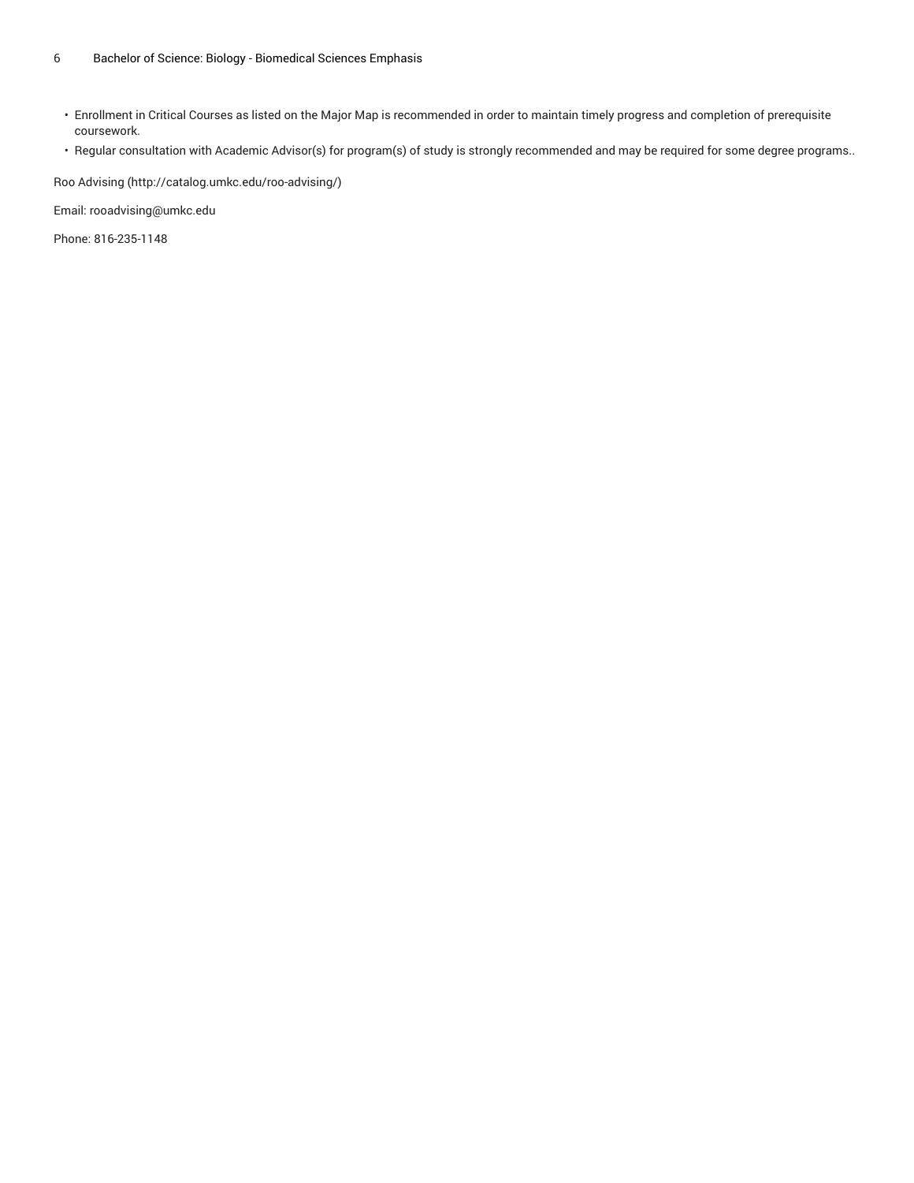- Enrollment in Critical Courses as listed on the Major Map is recommended in order to maintain timely progress and completion of prerequisite coursework.
- Regular consultation with Academic Advisor(s) for program(s) of study is strongly recommended and may be required for some degree programs..

Roo Advising (http://catalog.umkc.edu/roo-advising/)

Email: rooadvising@umkc.edu

Phone: 816-235-1148